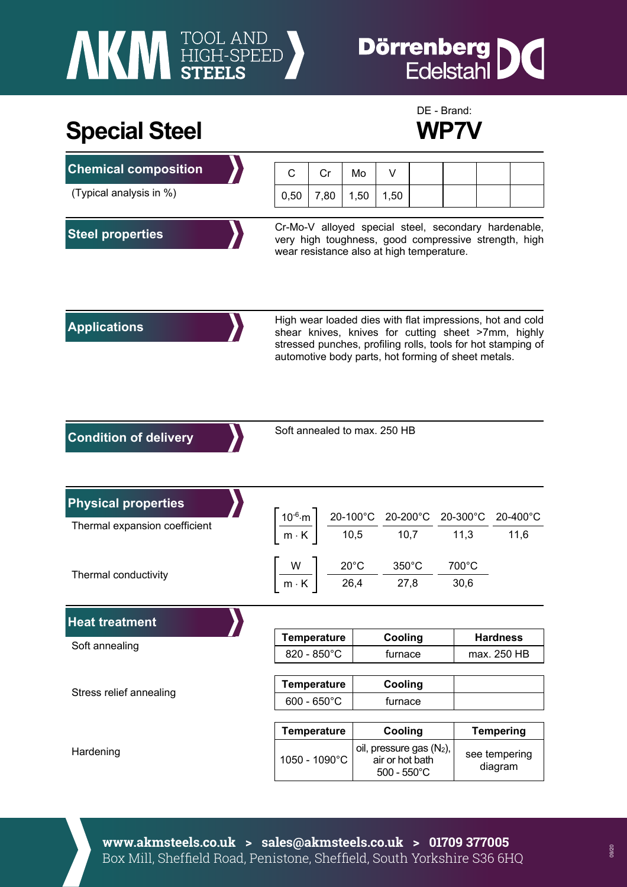# Special Steel

DE - Brand:

**WP7V**

## Chemical composition

(Typical analysis in %)

| C | Cr | Mo | V | | | | |
|---|---|---|---|---|---|---|---|
| 0,50 | 7,80 | 1,50 | 1,50 | | | | |

## Steel properties

Cr-Mo-V alloyed special steel, secondary hardenable, very high toughness, good compressive strength, high wear resistance also at high temperature.

## Applications

High wear loaded dies with flat impressions, hot and cold shear knives, knives for cutting sheet >7mm, highly stressed punches, profiling rolls, tools for hot stamping of automotive body parts, hot forming of sheet metals.

## Condition of delivery

Soft annealed to max. 250 HB

## Physical properties

Thermal expansion coefficient

| $\left[\frac{10^{-6} \cdot m}{m \cdot K}\right]$ | 20-100°C | 20-200°C | 20-300°C | 20-400°C |
|---|---|---|---|---|
| | 10,5 | 10,7 | 11,3 | 11,6 |

Thermal conductivity

| $\left[\frac{W}{m \cdot K}\right]$ | 20°C | 350°C | 700°C |
|---|---|---|---|
| | 26,4 | 27,8 | 30,6 |

## Heat treatment

Soft annealing

| Temperature | Cooling | Hardness |
|---|---|---|
| 820 - 850°C | furnace | max. 250 HB |

Stress relief annealing

| Temperature | Cooling | |
|---|---|---|
| 600 - 650°C | furnace | |

Hardening

| Temperature | Cooling | Tempering |
|---|---|---|
| 1050 - 1090°C | oil, pressure gas ($N_2$), air or hot bath 500 - 550°C | see tempering diagram |

**www.akmsteels.co.uk > sales@akmsteels.co.uk > 01709 377005**
Box Mill, Sheffield Road, Penistone, Sheffield, South Yorkshire S36 6HQ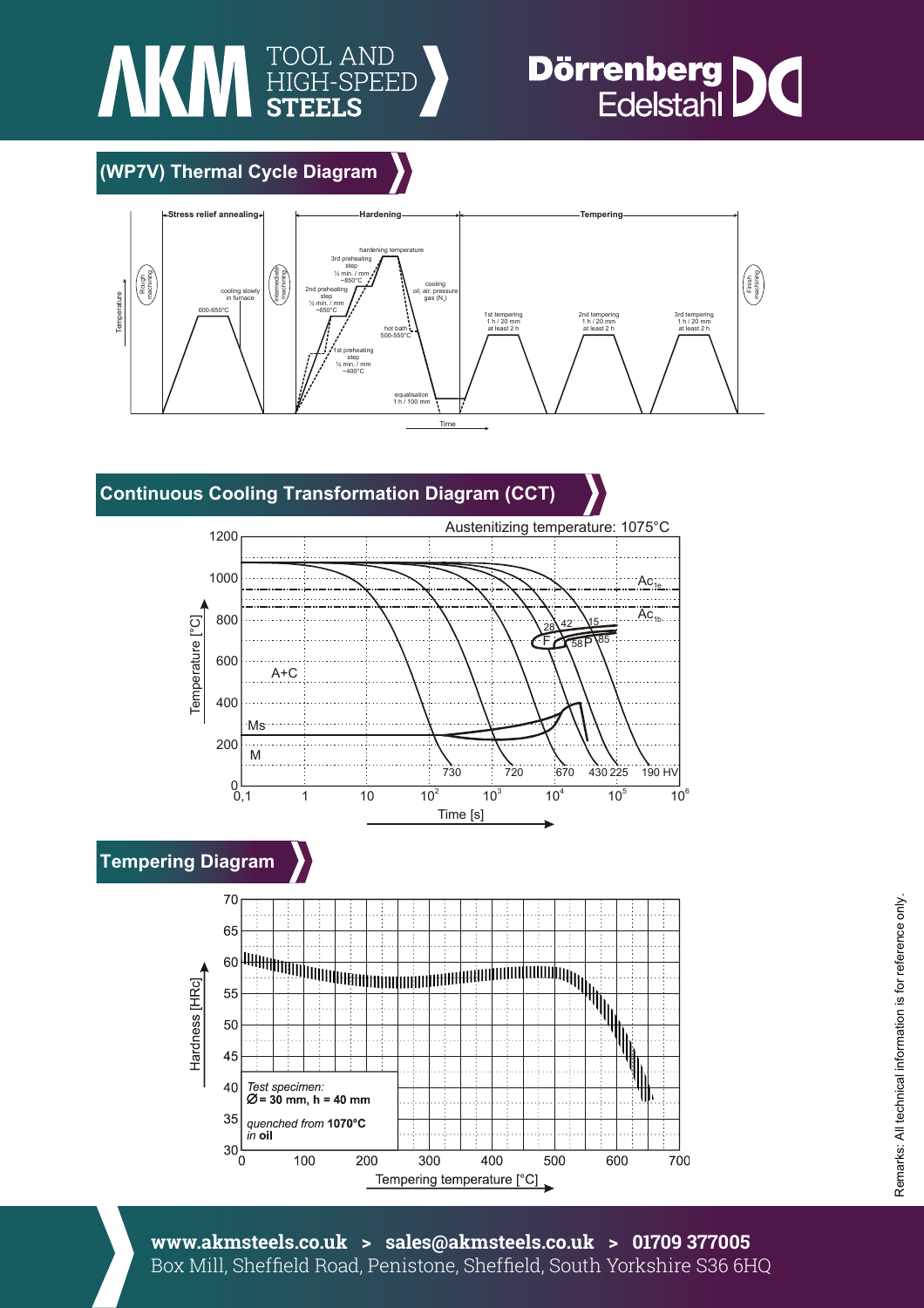AKM TOOL AND HIGH-SPEED STEELS

Dörrenberg Edelstahl

## (WP7V) Thermal Cycle Diagram

Stress relief annealing

Hardening

Tempering

Temperature

Rough machining

600-650°C

cooling slowly in furnace

Intermediate machining

hardening temperature

3rd preheating step ½ min. / mm ~850°C

2nd preheating step ½ min. / mm ~650°C

1st preheating step ½ min. / mm ~400°C

cooling oil, air, pressure gas ($N_2$)

hot bath 500-550°C

equalisation 1 h / 100 mm

1st tempering 1 h / 20 mm at least 2 h

2nd tempering 1 h / 20 mm at least 2 h

3rd tempering 1 h / 20 mm at least 2 h

Finish machining

Time

## Continuous Cooling Transformation Diagram (CCT)

Austenitizing temperature: 1075°C

Temperature [°C]

1200
1000
800
600
400
200
0

$Ac_{1e}$

$Ac_{1b}$

A+C

F

P

28 42 15

58 85

Ms

M

730 720 670 430 225 190 HV

0,1 1 10 $10^2$ $10^3$ $10^4$ $10^5$ $10^6$

Time [s]

## Tempering Diagram

Hardness [HRc]

70
65
60
55
50
45
40
35
30

*Test specimen:*
**Ø = 30 mm, h = 40 mm**

*quenched from* **1070°C**
*in* **oil**

0 100 200 300 400 500 600 700

Tempering temperature [°C]

Remarks: All technical information is for reference only.

**www.akmsteels.co.uk > sales@akmsteels.co.uk > 01709 377005**
Box Mill, Sheffield Road, Penistone, Sheffield, South Yorkshire S36 6HQ